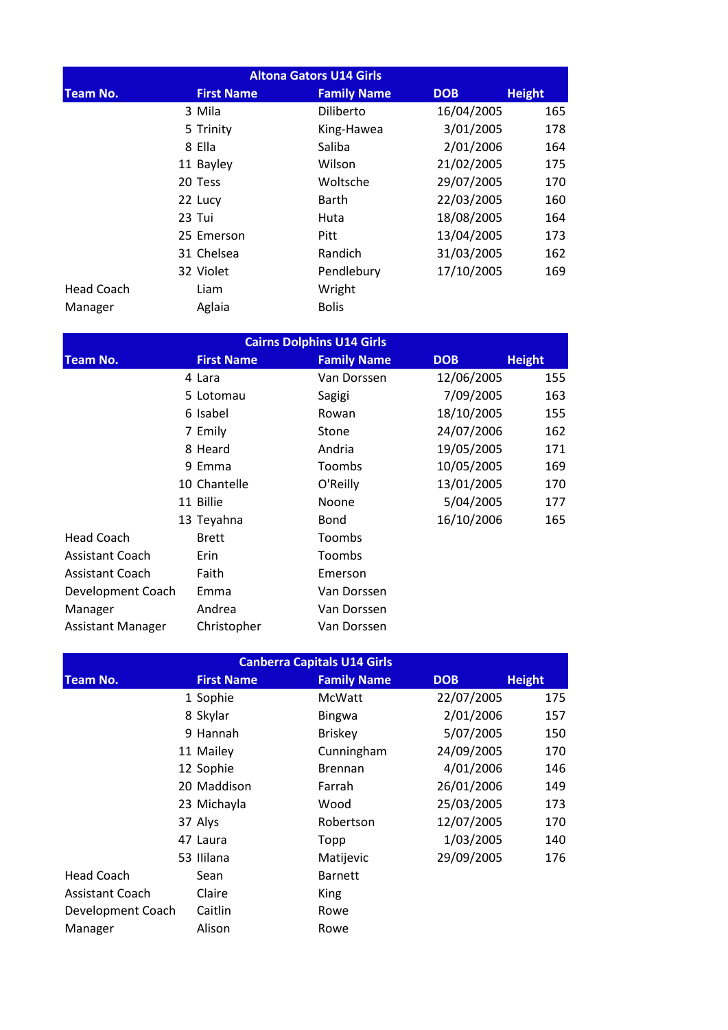| Altona Gators U14 Girls | | | | |
|---|---|---|---|---|
| **Team No.** | **First Name** | **Family Name** | **DOB** | **Height** |
| 3 | Mila | Diliberto | 16/04/2005 | 165 |
| 5 | Trinity | King-Hawea | 3/01/2005 | 178 |
| 8 | Ella | Saliba | 2/01/2006 | 164 |
| 11 | Bayley | Wilson | 21/02/2005 | 175 |
| 20 | Tess | Woltsche | 29/07/2005 | 170 |
| 22 | Lucy | Barth | 22/03/2005 | 160 |
| 23 | Tui | Huta | 18/08/2005 | 164 |
| 25 | Emerson | Pitt | 13/04/2005 | 173 |
| 31 | Chelsea | Randich | 31/03/2005 | 162 |
| 32 | Violet | Pendlebury | 17/10/2005 | 169 |
| Head Coach | Liam | Wright | | |
| Manager | Aglaia | Bolis | | |

| Cairns Dolphins U14 Girls | | | | |
|---|---|---|---|---|
| **Team No.** | **First Name** | **Family Name** | **DOB** | **Height** |
| 4 | Lara | Van Dorssen | 12/06/2005 | 155 |
| 5 | Lotomau | Sagigi | 7/09/2005 | 163 |
| 6 | Isabel | Rowan | 18/10/2005 | 155 |
| 7 | Emily | Stone | 24/07/2006 | 162 |
| 8 | Heard | Andria | 19/05/2005 | 171 |
| 9 | Emma | Toombs | 10/05/2005 | 169 |
| 10 | Chantelle | O'Reilly | 13/01/2005 | 170 |
| 11 | Billie | Noone | 5/04/2005 | 177 |
| 13 | Teyahna | Bond | 16/10/2006 | 165 |
| Head Coach | Brett | Toombs | | |
| Assistant Coach | Erin | Toombs | | |
| Assistant Coach | Faith | Emerson | | |
| Development Coach | Emma | Van Dorssen | | |
| Manager | Andrea | Van Dorssen | | |
| Assistant Manager | Christopher | Van Dorssen | | |

| Canberra Capitals U14 Girls | | | | |
|---|---|---|---|---|
| **Team No.** | **First Name** | **Family Name** | **DOB** | **Height** |
| 1 | Sophie | McWatt | 22/07/2005 | 175 |
| 8 | Skylar | Bingwa | 2/01/2006 | 157 |
| 9 | Hannah | Briskey | 5/07/2005 | 150 |
| 11 | Mailey | Cunningham | 24/09/2005 | 170 |
| 12 | Sophie | Brennan | 4/01/2006 | 146 |
| 20 | Maddison | Farrah | 26/01/2006 | 149 |
| 23 | Michayla | Wood | 25/03/2005 | 173 |
| 37 | Alys | Robertson | 12/07/2005 | 170 |
| 47 | Laura | Topp | 1/03/2005 | 140 |
| 53 | Ililana | Matijevic | 29/09/2005 | 176 |
| Head Coach | Sean | Barnett | | |
| Assistant Coach | Claire | King | | |
| Development Coach | Caitlin | Rowe | | |
| Manager | Alison | Rowe | | |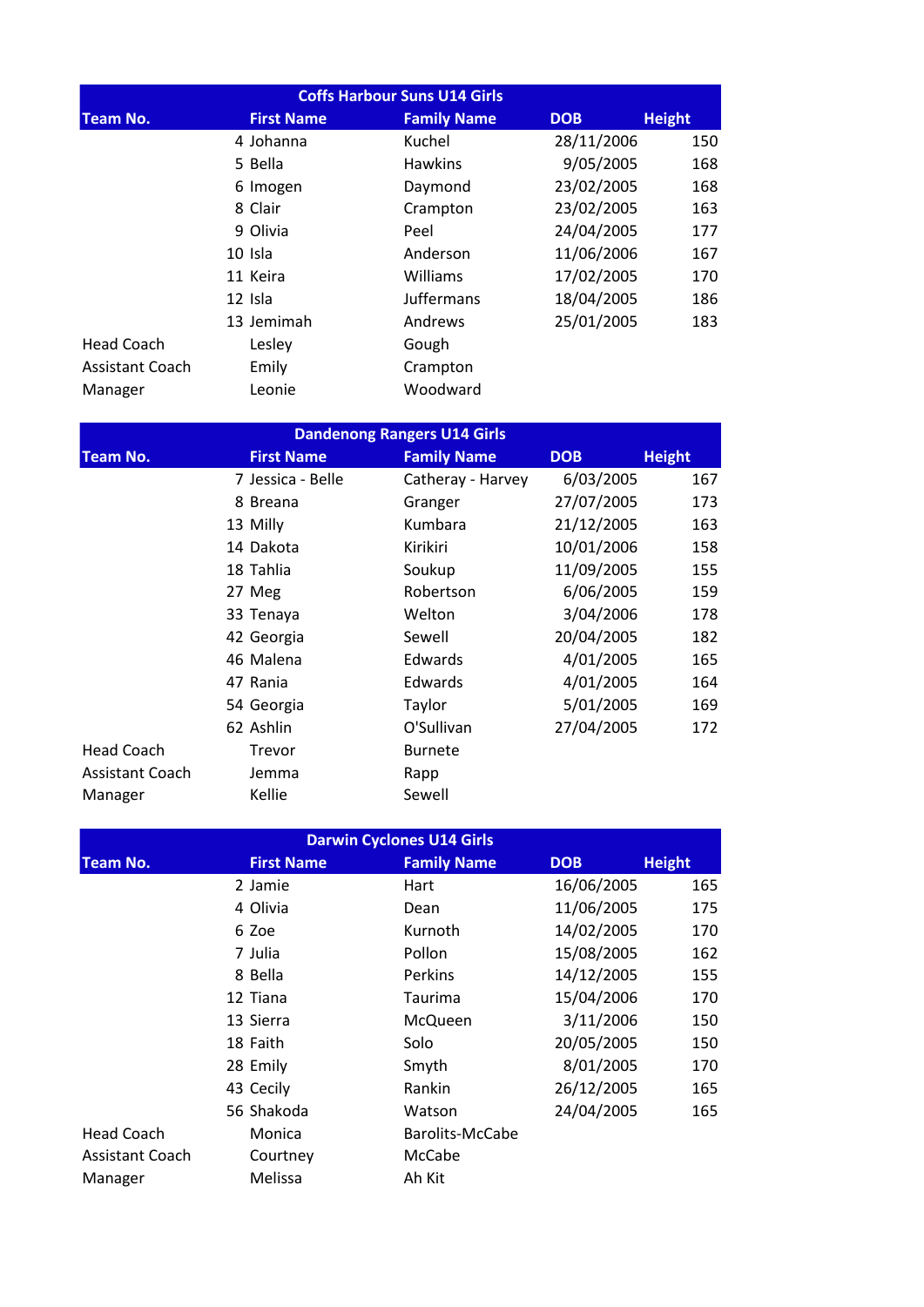| Coffs Harbour Suns U14 Girls | | | | |
|---|---|---|---|---|
| **Team No.** | **First Name** | **Family Name** | **DOB** | **Height** |
| 4 | Johanna | Kuchel | 28/11/2006 | 150 |
| 5 | Bella | Hawkins | 9/05/2005 | 168 |
| 6 | Imogen | Daymond | 23/02/2005 | 168 |
| 8 | Clair | Crampton | 23/02/2005 | 163 |
| 9 | Olivia | Peel | 24/04/2005 | 177 |
| 10 | Isla | Anderson | 11/06/2006 | 167 |
| 11 | Keira | Williams | 17/02/2005 | 170 |
| 12 | Isla | Juffermans | 18/04/2005 | 186 |
| 13 | Jemimah | Andrews | 25/01/2005 | 183 |
| Head Coach | Lesley | Gough | | |
| Assistant Coach | Emily | Crampton | | |
| Manager | Leonie | Woodward | | |

| Dandenong Rangers U14 Girls | | | | |
|---|---|---|---|---|
| **Team No.** | **First Name** | **Family Name** | **DOB** | **Height** |
| 7 | Jessica - Belle | Catheray - Harvey | 6/03/2005 | 167 |
| 8 | Breana | Granger | 27/07/2005 | 173 |
| 13 | Milly | Kumbara | 21/12/2005 | 163 |
| 14 | Dakota | Kirikiri | 10/01/2006 | 158 |
| 18 | Tahlia | Soukup | 11/09/2005 | 155 |
| 27 | Meg | Robertson | 6/06/2005 | 159 |
| 33 | Tenaya | Welton | 3/04/2006 | 178 |
| 42 | Georgia | Sewell | 20/04/2005 | 182 |
| 46 | Malena | Edwards | 4/01/2005 | 165 |
| 47 | Rania | Edwards | 4/01/2005 | 164 |
| 54 | Georgia | Taylor | 5/01/2005 | 169 |
| 62 | Ashlin | O'Sullivan | 27/04/2005 | 172 |
| Head Coach | Trevor | Burnete | | |
| Assistant Coach | Jemma | Rapp | | |
| Manager | Kellie | Sewell | | |

| Darwin Cyclones U14 Girls | | | | |
|---|---|---|---|---|
| **Team No.** | **First Name** | **Family Name** | **DOB** | **Height** |
| 2 | Jamie | Hart | 16/06/2005 | 165 |
| 4 | Olivia | Dean | 11/06/2005 | 175 |
| 6 | Zoe | Kurnoth | 14/02/2005 | 170 |
| 7 | Julia | Pollon | 15/08/2005 | 162 |
| 8 | Bella | Perkins | 14/12/2005 | 155 |
| 12 | Tiana | Taurima | 15/04/2006 | 170 |
| 13 | Sierra | McQueen | 3/11/2006 | 150 |
| 18 | Faith | Solo | 20/05/2005 | 150 |
| 28 | Emily | Smyth | 8/01/2005 | 170 |
| 43 | Cecily | Rankin | 26/12/2005 | 165 |
| 56 | Shakoda | Watson | 24/04/2005 | 165 |
| Head Coach | Monica | Barolits-McCabe | | |
| Assistant Coach | Courtney | McCabe | | |
| Manager | Melissa | Ah Kit | | |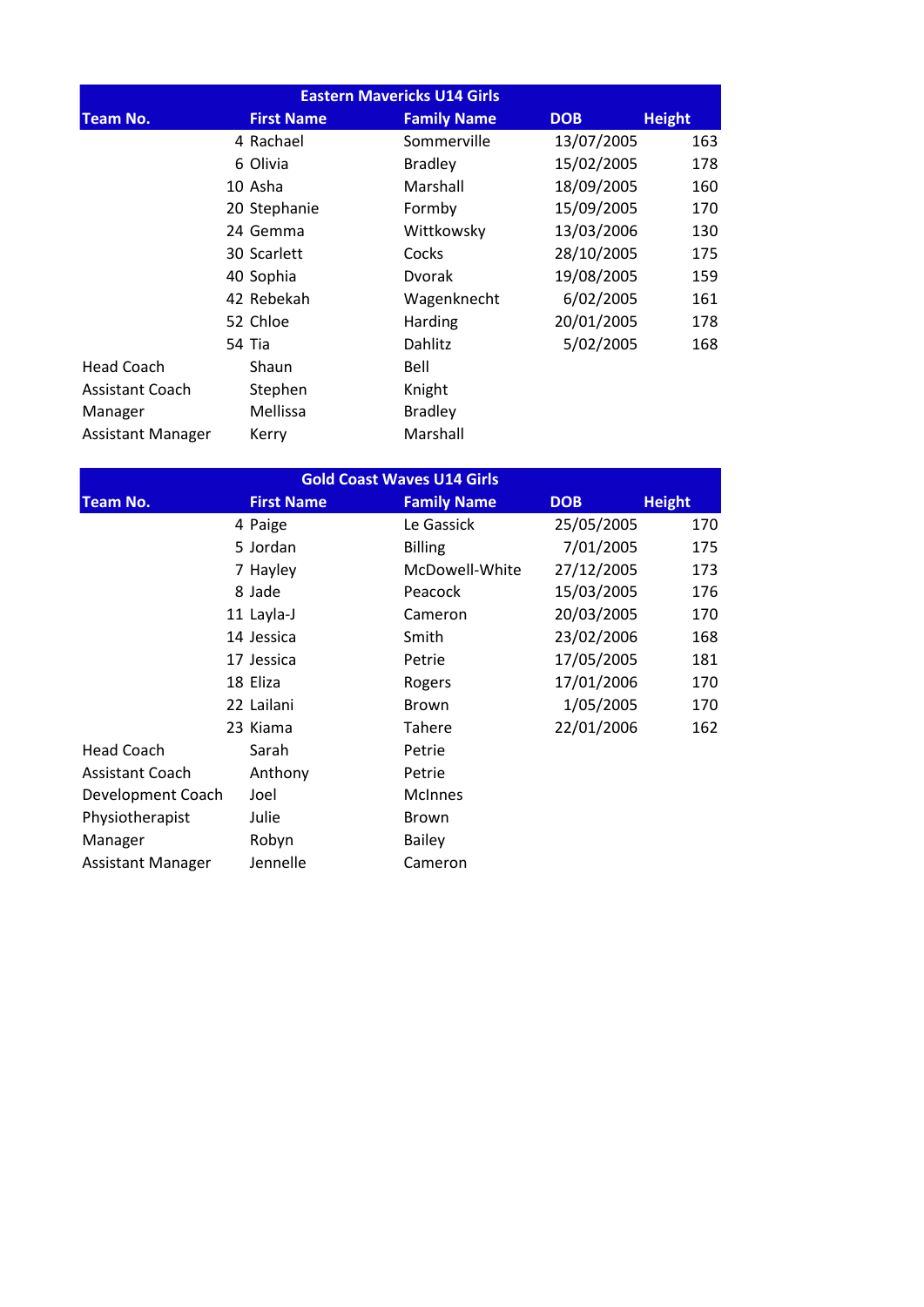| Eastern Mavericks U14 Girls | | | | |
|---|---|---|---|---|
| **Team No.** | **First Name** | **Family Name** | **DOB** | **Height** |
| 4 | Rachael | Sommerville | 13/07/2005 | 163 |
| 6 | Olivia | Bradley | 15/02/2005 | 178 |
| 10 | Asha | Marshall | 18/09/2005 | 160 |
| 20 | Stephanie | Formby | 15/09/2005 | 170 |
| 24 | Gemma | Wittkowsky | 13/03/2006 | 130 |
| 30 | Scarlett | Cocks | 28/10/2005 | 175 |
| 40 | Sophia | Dvorak | 19/08/2005 | 159 |
| 42 | Rebekah | Wagenknecht | 6/02/2005 | 161 |
| 52 | Chloe | Harding | 20/01/2005 | 178 |
| 54 | Tia | Dahlitz | 5/02/2005 | 168 |
| Head Coach | Shaun | Bell | | |
| Assistant Coach | Stephen | Knight | | |
| Manager | Mellissa | Bradley | | |
| Assistant Manager | Kerry | Marshall | | |

| Gold Coast Waves U14 Girls | | | | |
|---|---|---|---|---|
| **Team No.** | **First Name** | **Family Name** | **DOB** | **Height** |
| 4 | Paige | Le Gassick | 25/05/2005 | 170 |
| 5 | Jordan | Billing | 7/01/2005 | 175 |
| 7 | Hayley | McDowell-White | 27/12/2005 | 173 |
| 8 | Jade | Peacock | 15/03/2005 | 176 |
| 11 | Layla-J | Cameron | 20/03/2005 | 170 |
| 14 | Jessica | Smith | 23/02/2006 | 168 |
| 17 | Jessica | Petrie | 17/05/2005 | 181 |
| 18 | Eliza | Rogers | 17/01/2006 | 170 |
| 22 | Lailani | Brown | 1/05/2005 | 170 |
| 23 | Kiama | Tahere | 22/01/2006 | 162 |
| Head Coach | Sarah | Petrie | | |
| Assistant Coach | Anthony | Petrie | | |
| Development Coach | Joel | McInnes | | |
| Physiotherapist | Julie | Brown | | |
| Manager | Robyn | Bailey | | |
| Assistant Manager | Jennelle | Cameron | | |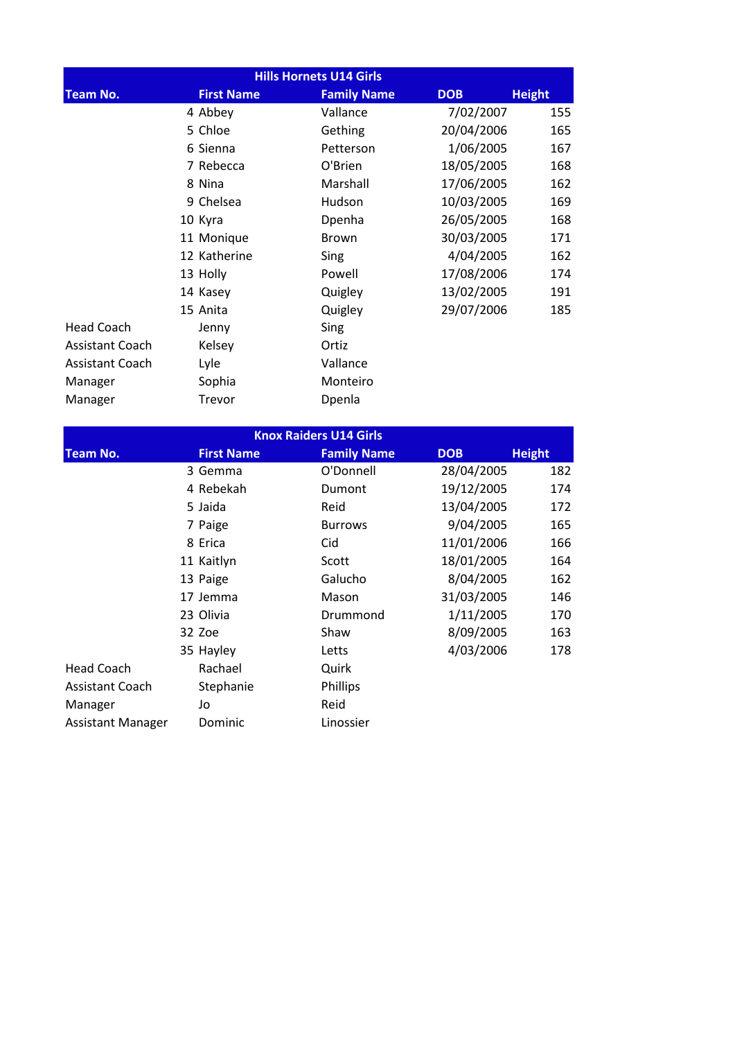| Hills Hornets U14 Girls | | | | |
|---|---|---|---|---|
| **Team No.** | **First Name** | **Family Name** | **DOB** | **Height** |
| 4 | Abbey | Vallance | 7/02/2007 | 155 |
| 5 | Chloe | Gething | 20/04/2006 | 165 |
| 6 | Sienna | Petterson | 1/06/2005 | 167 |
| 7 | Rebecca | O'Brien | 18/05/2005 | 168 |
| 8 | Nina | Marshall | 17/06/2005 | 162 |
| 9 | Chelsea | Hudson | 10/03/2005 | 169 |
| 10 | Kyra | Dpenha | 26/05/2005 | 168 |
| 11 | Monique | Brown | 30/03/2005 | 171 |
| 12 | Katherine | Sing | 4/04/2005 | 162 |
| 13 | Holly | Powell | 17/08/2006 | 174 |
| 14 | Kasey | Quigley | 13/02/2005 | 191 |
| 15 | Anita | Quigley | 29/07/2006 | 185 |
| Head Coach | Jenny | Sing | | |
| Assistant Coach | Kelsey | Ortiz | | |
| Assistant Coach | Lyle | Vallance | | |
| Manager | Sophia | Monteiro | | |
| Manager | Trevor | Dpenla | | |

| Knox Raiders U14 Girls | | | | |
|---|---|---|---|---|
| **Team No.** | **First Name** | **Family Name** | **DOB** | **Height** |
| 3 | Gemma | O'Donnell | 28/04/2005 | 182 |
| 4 | Rebekah | Dumont | 19/12/2005 | 174 |
| 5 | Jaida | Reid | 13/04/2005 | 172 |
| 7 | Paige | Burrows | 9/04/2005 | 165 |
| 8 | Erica | Cid | 11/01/2006 | 166 |
| 11 | Kaitlyn | Scott | 18/01/2005 | 164 |
| 13 | Paige | Galucho | 8/04/2005 | 162 |
| 17 | Jemma | Mason | 31/03/2005 | 146 |
| 23 | Olivia | Drummond | 1/11/2005 | 170 |
| 32 | Zoe | Shaw | 8/09/2005 | 163 |
| 35 | Hayley | Letts | 4/03/2006 | 178 |
| Head Coach | Rachael | Quirk | | |
| Assistant Coach | Stephanie | Phillips | | |
| Manager | Jo | Reid | | |
| Assistant Manager | Dominic | Linossier | | |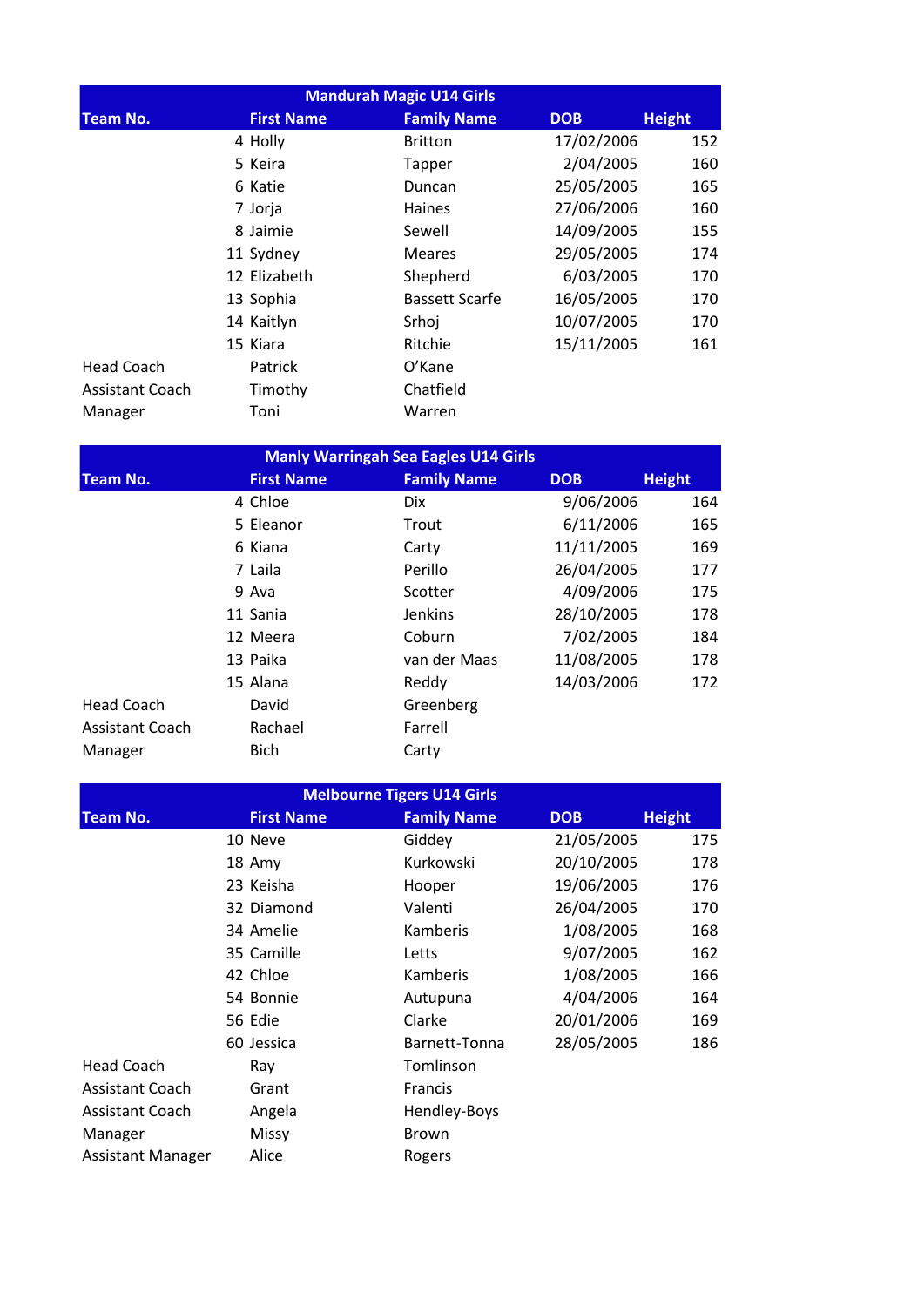| Mandurah Magic U14 Girls | | | | |
|---|---|---|---|---|
| **Team No.** | **First Name** | **Family Name** | **DOB** | **Height** |
| 4 | Holly | Britton | 17/02/2006 | 152 |
| 5 | Keira | Tapper | 2/04/2005 | 160 |
| 6 | Katie | Duncan | 25/05/2005 | 165 |
| 7 | Jorja | Haines | 27/06/2006 | 160 |
| 8 | Jaimie | Sewell | 14/09/2005 | 155 |
| 11 | Sydney | Meares | 29/05/2005 | 174 |
| 12 | Elizabeth | Shepherd | 6/03/2005 | 170 |
| 13 | Sophia | Bassett Scarfe | 16/05/2005 | 170 |
| 14 | Kaitlyn | Srhoj | 10/07/2005 | 170 |
| 15 | Kiara | Ritchie | 15/11/2005 | 161 |
| Head Coach | Patrick | O'Kane | | |
| Assistant Coach | Timothy | Chatfield | | |
| Manager | Toni | Warren | | |

| Manly Warringah Sea Eagles U14 Girls | | | | |
|---|---|---|---|---|
| **Team No.** | **First Name** | **Family Name** | **DOB** | **Height** |
| 4 | Chloe | Dix | 9/06/2006 | 164 |
| 5 | Eleanor | Trout | 6/11/2006 | 165 |
| 6 | Kiana | Carty | 11/11/2005 | 169 |
| 7 | Laila | Perillo | 26/04/2005 | 177 |
| 9 | Ava | Scotter | 4/09/2006 | 175 |
| 11 | Sania | Jenkins | 28/10/2005 | 178 |
| 12 | Meera | Coburn | 7/02/2005 | 184 |
| 13 | Paika | van der Maas | 11/08/2005 | 178 |
| 15 | Alana | Reddy | 14/03/2006 | 172 |
| Head Coach | David | Greenberg | | |
| Assistant Coach | Rachael | Farrell | | |
| Manager | Bich | Carty | | |

| Melbourne Tigers U14 Girls | | | | |
|---|---|---|---|---|
| **Team No.** | **First Name** | **Family Name** | **DOB** | **Height** |
| 10 | Neve | Giddey | 21/05/2005 | 175 |
| 18 | Amy | Kurkowski | 20/10/2005 | 178 |
| 23 | Keisha | Hooper | 19/06/2005 | 176 |
| 32 | Diamond | Valenti | 26/04/2005 | 170 |
| 34 | Amelie | Kamberis | 1/08/2005 | 168 |
| 35 | Camille | Letts | 9/07/2005 | 162 |
| 42 | Chloe | Kamberis | 1/08/2005 | 166 |
| 54 | Bonnie | Autupuna | 4/04/2006 | 164 |
| 56 | Edie | Clarke | 20/01/2006 | 169 |
| 60 | Jessica | Barnett-Tonna | 28/05/2005 | 186 |
| Head Coach | Ray | Tomlinson | | |
| Assistant Coach | Grant | Francis | | |
| Assistant Coach | Angela | Hendley-Boys | | |
| Manager | Missy | Brown | | |
| Assistant Manager | Alice | Rogers | | |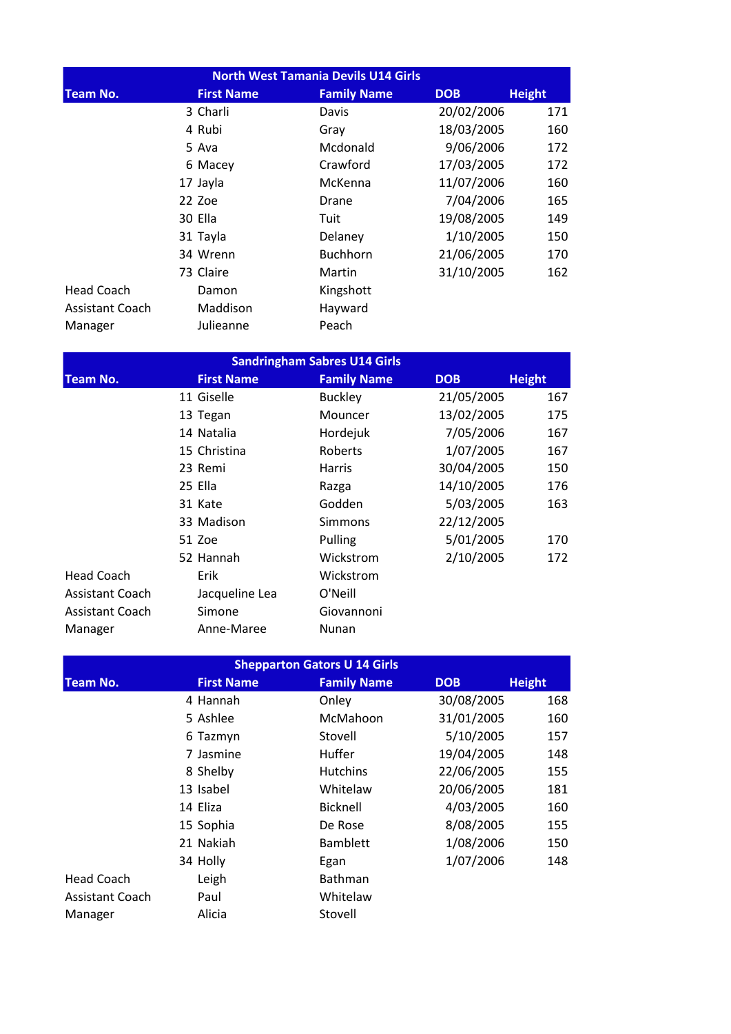| North West Tamania Devils U14 Girls | | | | |
|---|---|---|---|---|
| **Team No.** | **First Name** | **Family Name** | **DOB** | **Height** |
| 3 | Charli | Davis | 20/02/2006 | 171 |
| 4 | Rubi | Gray | 18/03/2005 | 160 |
| 5 | Ava | Mcdonald | 9/06/2006 | 172 |
| 6 | Macey | Crawford | 17/03/2005 | 172 |
| 17 | Jayla | McKenna | 11/07/2006 | 160 |
| 22 | Zoe | Drane | 7/04/2006 | 165 |
| 30 | Ella | Tuit | 19/08/2005 | 149 |
| 31 | Tayla | Delaney | 1/10/2005 | 150 |
| 34 | Wrenn | Buchhorn | 21/06/2005 | 170 |
| 73 | Claire | Martin | 31/10/2005 | 162 |
| Head Coach | Damon | Kingshott | | |
| Assistant Coach | Maddison | Hayward | | |
| Manager | Julieanne | Peach | | |

| Sandringham Sabres U14 Girls | | | | |
|---|---|---|---|---|
| **Team No.** | **First Name** | **Family Name** | **DOB** | **Height** |
| 11 | Giselle | Buckley | 21/05/2005 | 167 |
| 13 | Tegan | Mouncer | 13/02/2005 | 175 |
| 14 | Natalia | Hordejuk | 7/05/2006 | 167 |
| 15 | Christina | Roberts | 1/07/2005 | 167 |
| 23 | Remi | Harris | 30/04/2005 | 150 |
| 25 | Ella | Razga | 14/10/2005 | 176 |
| 31 | Kate | Godden | 5/03/2005 | 163 |
| 33 | Madison | Simmons | 22/12/2005 | |
| 51 | Zoe | Pulling | 5/01/2005 | 170 |
| 52 | Hannah | Wickstrom | 2/10/2005 | 172 |
| Head Coach | Erik | Wickstrom | | |
| Assistant Coach | Jacqueline Lea | O'Neill | | |
| Assistant Coach | Simone | Giovannoni | | |
| Manager | Anne-Maree | Nunan | | |

| Shepparton Gators U 14 Girls | | | | |
|---|---|---|---|---|
| **Team No.** | **First Name** | **Family Name** | **DOB** | **Height** |
| 4 | Hannah | Onley | 30/08/2005 | 168 |
| 5 | Ashlee | McMahoon | 31/01/2005 | 160 |
| 6 | Tazmyn | Stovell | 5/10/2005 | 157 |
| 7 | Jasmine | Huffer | 19/04/2005 | 148 |
| 8 | Shelby | Hutchins | 22/06/2005 | 155 |
| 13 | Isabel | Whitelaw | 20/06/2005 | 181 |
| 14 | Eliza | Bicknell | 4/03/2005 | 160 |
| 15 | Sophia | De Rose | 8/08/2005 | 155 |
| 21 | Nakiah | Bamblett | 1/08/2006 | 150 |
| 34 | Holly | Egan | 1/07/2006 | 148 |
| Head Coach | Leigh | Bathman | | |
| Assistant Coach | Paul | Whitelaw | | |
| Manager | Alicia | Stovell | | |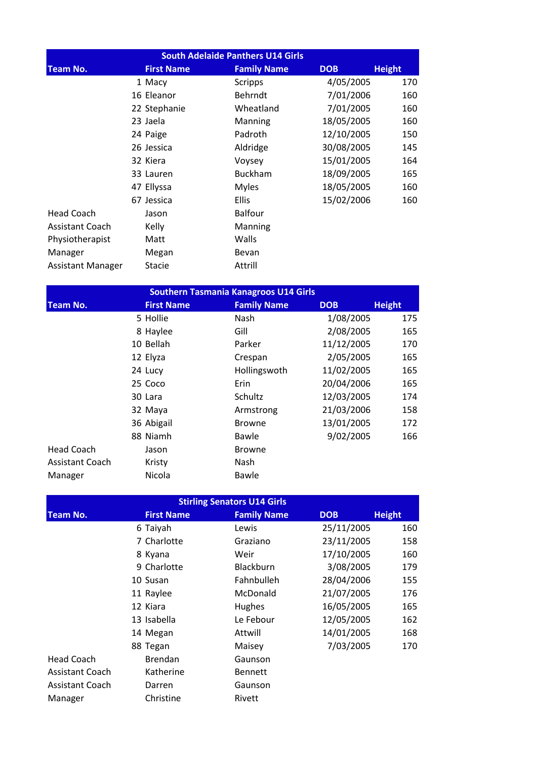| South Adelaide Panthers U14 Girls | | | | |
|---|---|---|---|---|
| Team No. | First Name | Family Name | DOB | Height |
| 1 | Macy | Scripps | 4/05/2005 | 170 |
| 16 | Eleanor | Behrndt | 7/01/2006 | 160 |
| 22 | Stephanie | Wheatland | 7/01/2005 | 160 |
| 23 | Jaela | Manning | 18/05/2005 | 160 |
| 24 | Paige | Padroth | 12/10/2005 | 150 |
| 26 | Jessica | Aldridge | 30/08/2005 | 145 |
| 32 | Kiera | Voysey | 15/01/2005 | 164 |
| 33 | Lauren | Buckham | 18/09/2005 | 165 |
| 47 | Ellyssa | Myles | 18/05/2005 | 160 |
| 67 | Jessica | Ellis | 15/02/2006 | 160 |
| Head Coach | Jason | Balfour | | |
| Assistant Coach | Kelly | Manning | | |
| Physiotherapist | Matt | Walls | | |
| Manager | Megan | Bevan | | |
| Assistant Manager | Stacie | Attrill | | |

| Southern Tasmania Kanagroos U14 Girls | | | | |
|---|---|---|---|---|
| Team No. | First Name | Family Name | DOB | Height |
| 5 | Hollie | Nash | 1/08/2005 | 175 |
| 8 | Haylee | Gill | 2/08/2005 | 165 |
| 10 | Bellah | Parker | 11/12/2005 | 170 |
| 12 | Elyza | Crespan | 2/05/2005 | 165 |
| 24 | Lucy | Hollingswoth | 11/02/2005 | 165 |
| 25 | Coco | Erin | 20/04/2006 | 165 |
| 30 | Lara | Schultz | 12/03/2005 | 174 |
| 32 | Maya | Armstrong | 21/03/2006 | 158 |
| 36 | Abigail | Browne | 13/01/2005 | 172 |
| 88 | Niamh | Bawle | 9/02/2005 | 166 |
| Head Coach | Jason | Browne | | |
| Assistant Coach | Kristy | Nash | | |
| Manager | Nicola | Bawle | | |

| Stirling Senators U14 Girls | | | | |
|---|---|---|---|---|
| Team No. | First Name | Family Name | DOB | Height |
| 6 | Taiyah | Lewis | 25/11/2005 | 160 |
| 7 | Charlotte | Graziano | 23/11/2005 | 158 |
| 8 | Kyana | Weir | 17/10/2005 | 160 |
| 9 | Charlotte | Blackburn | 3/08/2005 | 179 |
| 10 | Susan | Fahnbulleh | 28/04/2006 | 155 |
| 11 | Raylee | McDonald | 21/07/2005 | 176 |
| 12 | Kiara | Hughes | 16/05/2005 | 165 |
| 13 | Isabella | Le Febour | 12/05/2005 | 162 |
| 14 | Megan | Attwill | 14/01/2005 | 168 |
| 88 | Tegan | Maisey | 7/03/2005 | 170 |
| Head Coach | Brendan | Gaunson | | |
| Assistant Coach | Katherine | Bennett | | |
| Assistant Coach | Darren | Gaunson | | |
| Manager | Christine | Rivett | | |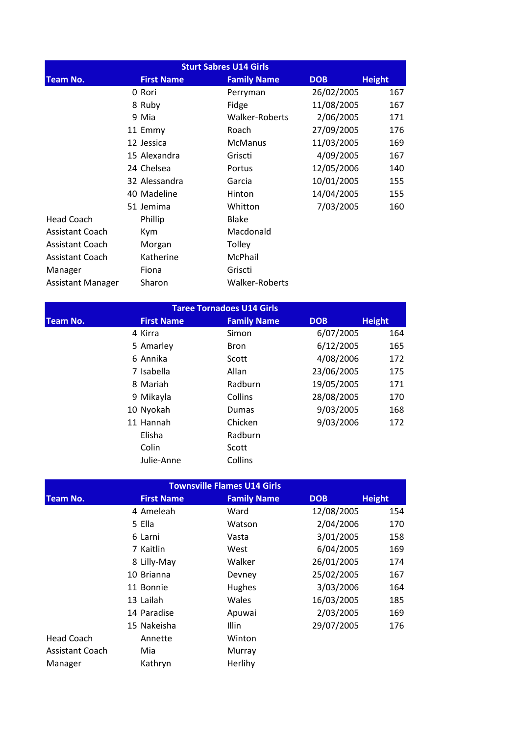| Sturt Sabres U14 Girls | | | | |
|---|---|---|---|---|
| **Team No.** | **First Name** | **Family Name** | **DOB** | **Height** |
| 0 | Rori | Perryman | 26/02/2005 | 167 |
| 8 | Ruby | Fidge | 11/08/2005 | 167 |
| 9 | Mia | Walker-Roberts | 2/06/2005 | 171 |
| 11 | Emmy | Roach | 27/09/2005 | 176 |
| 12 | Jessica | McManus | 11/03/2005 | 169 |
| 15 | Alexandra | Griscti | 4/09/2005 | 167 |
| 24 | Chelsea | Portus | 12/05/2006 | 140 |
| 32 | Alessandra | Garcia | 10/01/2005 | 155 |
| 40 | Madeline | Hinton | 14/04/2005 | 155 |
| 51 | Jemima | Whitton | 7/03/2005 | 160 |
| Head Coach | Phillip | Blake | | |
| Assistant Coach | Kym | Macdonald | | |
| Assistant Coach | Morgan | Tolley | | |
| Assistant Coach | Katherine | McPhail | | |
| Manager | Fiona | Griscti | | |
| Assistant Manager | Sharon | Walker-Roberts | | |

| Taree Tornadoes U14 Girls | | | | |
|---|---|---|---|---|
| **Team No.** | **First Name** | **Family Name** | **DOB** | **Height** |
| 4 | Kirra | Simon | 6/07/2005 | 164 |
| 5 | Amarley | Bron | 6/12/2005 | 165 |
| 6 | Annika | Scott | 4/08/2006 | 172 |
| 7 | Isabella | Allan | 23/06/2005 | 175 |
| 8 | Mariah | Radburn | 19/05/2005 | 171 |
| 9 | Mikayla | Collins | 28/08/2005 | 170 |
| 10 | Nyokah | Dumas | 9/03/2005 | 168 |
| 11 | Hannah | Chicken | 9/03/2006 | 172 |
| | Elisha | Radburn | | |
| | Colin | Scott | | |
| | Julie-Anne | Collins | | |

| Townsville Flames U14 Girls | | | | |
|---|---|---|---|---|
| **Team No.** | **First Name** | **Family Name** | **DOB** | **Height** |
| 4 | Ameleah | Ward | 12/08/2005 | 154 |
| 5 | Ella | Watson | 2/04/2006 | 170 |
| 6 | Larni | Vasta | 3/01/2005 | 158 |
| 7 | Kaitlin | West | 6/04/2005 | 169 |
| 8 | Lilly-May | Walker | 26/01/2005 | 174 |
| 10 | Brianna | Devney | 25/02/2005 | 167 |
| 11 | Bonnie | Hughes | 3/03/2006 | 164 |
| 13 | Lailah | Wales | 16/03/2005 | 185 |
| 14 | Paradise | Apuwai | 2/03/2005 | 169 |
| 15 | Nakeisha | Illin | 29/07/2005 | 176 |
| Head Coach | Annette | Winton | | |
| Assistant Coach | Mia | Murray | | |
| Manager | Kathryn | Herlihy | | |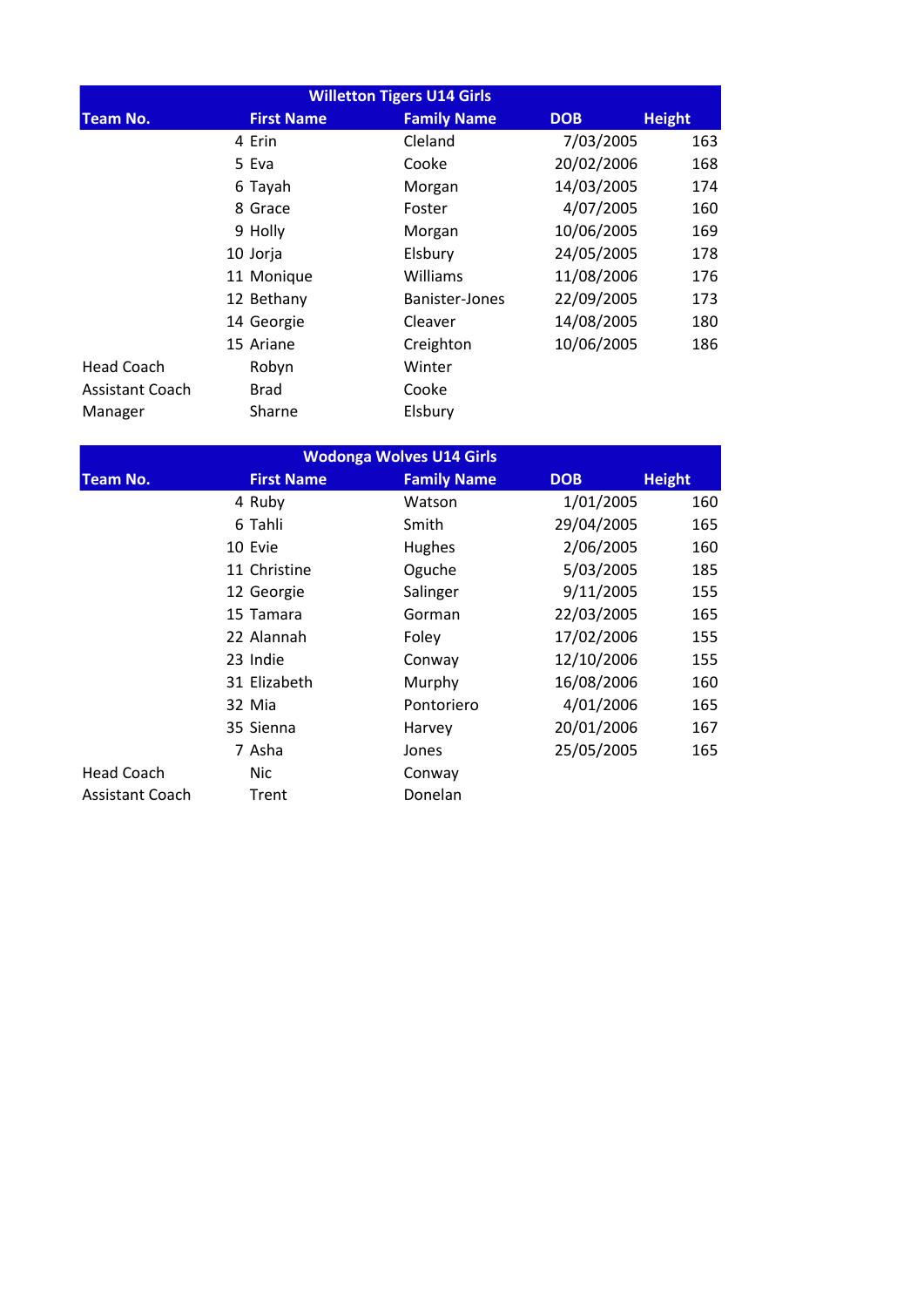| Willetton Tigers U14 Girls | | | | |
|---|---|---|---|---|
| **Team No.** | **First Name** | **Family Name** | **DOB** | **Height** |
| 4 | Erin | Cleland | 7/03/2005 | 163 |
| 5 | Eva | Cooke | 20/02/2006 | 168 |
| 6 | Tayah | Morgan | 14/03/2005 | 174 |
| 8 | Grace | Foster | 4/07/2005 | 160 |
| 9 | Holly | Morgan | 10/06/2005 | 169 |
| 10 | Jorja | Elsbury | 24/05/2005 | 178 |
| 11 | Monique | Williams | 11/08/2006 | 176 |
| 12 | Bethany | Banister-Jones | 22/09/2005 | 173 |
| 14 | Georgie | Cleaver | 14/08/2005 | 180 |
| 15 | Ariane | Creighton | 10/06/2005 | 186 |
| Head Coach | Robyn | Winter | | |
| Assistant Coach | Brad | Cooke | | |
| Manager | Sharne | Elsbury | | |

| Wodonga Wolves U14 Girls | | | | |
|---|---|---|---|---|
| **Team No.** | **First Name** | **Family Name** | **DOB** | **Height** |
| 4 | Ruby | Watson | 1/01/2005 | 160 |
| 6 | Tahli | Smith | 29/04/2005 | 165 |
| 10 | Evie | Hughes | 2/06/2005 | 160 |
| 11 | Christine | Oguche | 5/03/2005 | 185 |
| 12 | Georgie | Salinger | 9/11/2005 | 155 |
| 15 | Tamara | Gorman | 22/03/2005 | 165 |
| 22 | Alannah | Foley | 17/02/2006 | 155 |
| 23 | Indie | Conway | 12/10/2006 | 155 |
| 31 | Elizabeth | Murphy | 16/08/2006 | 160 |
| 32 | Mia | Pontoriero | 4/01/2006 | 165 |
| 35 | Sienna | Harvey | 20/01/2006 | 167 |
| 7 | Asha | Jones | 25/05/2005 | 165 |
| Head Coach | Nic | Conway | | |
| Assistant Coach | Trent | Donelan | | |